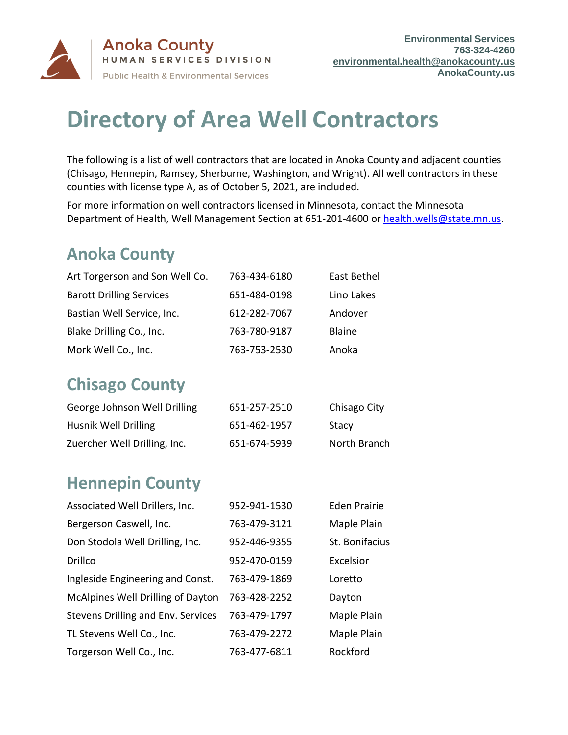Anoka County
HUMAN SERVICES DIVISION
Public Health & Environmental Services

**Environmental Services**
**763-324-4260**
**environmental.health@anokacounty.us**
**AnokaCounty.us**

# Directory of Area Well Contractors

The following is a list of well contractors that are located in Anoka County and adjacent counties (Chisago, Hennepin, Ramsey, Sherburne, Washington, and Wright). All well contractors in these counties with license type A, as of October 5, 2021, are included.

For more information on well contractors licensed in Minnesota, contact the Minnesota Department of Health, Well Management Section at 651-201-4600 or health.wells@state.mn.us.

## Anoka County

| | | |
|---|---|---|
| Art Torgerson and Son Well Co. | 763-434-6180 | East Bethel |
| Barott Drilling Services | 651-484-0198 | Lino Lakes |
| Bastian Well Service, Inc. | 612-282-7067 | Andover |
| Blake Drilling Co., Inc. | 763-780-9187 | Blaine |
| Mork Well Co., Inc. | 763-753-2530 | Anoka |

## Chisago County

| | | |
|---|---|---|
| George Johnson Well Drilling | 651-257-2510 | Chisago City |
| Husnik Well Drilling | 651-462-1957 | Stacy |
| Zuercher Well Drilling, Inc. | 651-674-5939 | North Branch |

## Hennepin County

| | | |
|---|---|---|
| Associated Well Drillers, Inc. | 952-941-1530 | Eden Prairie |
| Bergerson Caswell, Inc. | 763-479-3121 | Maple Plain |
| Don Stodola Well Drilling, Inc. | 952-446-9355 | St. Bonifacius |
| Drillco | 952-470-0159 | Excelsior |
| Ingleside Engineering and Const. | 763-479-1869 | Loretto |
| McAlpines Well Drilling of Dayton | 763-428-2252 | Dayton |
| Stevens Drilling and Env. Services | 763-479-1797 | Maple Plain |
| TL Stevens Well Co., Inc. | 763-479-2272 | Maple Plain |
| Torgerson Well Co., Inc. | 763-477-6811 | Rockford |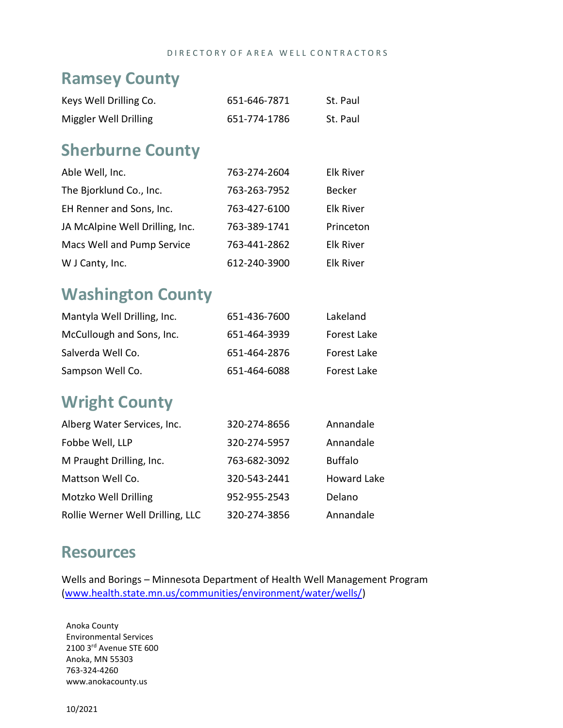DIRECTORY OF AREA WELL CONTRACTORS

## Ramsey County

| | | |
|---|---|---|
| Keys Well Drilling Co. | 651-646-7871 | St. Paul |
| Miggler Well Drilling | 651-774-1786 | St. Paul |

## Sherburne County

| | | |
|---|---|---|
| Able Well, Inc. | 763-274-2604 | Elk River |
| The Bjorklund Co., Inc. | 763-263-7952 | Becker |
| EH Renner and Sons, Inc. | 763-427-6100 | Elk River |
| JA McAlpine Well Drilling, Inc. | 763-389-1741 | Princeton |
| Macs Well and Pump Service | 763-441-2862 | Elk River |
| W J Canty, Inc. | 612-240-3900 | Elk River |

## Washington County

| | | |
|---|---|---|
| Mantyla Well Drilling, Inc. | 651-436-7600 | Lakeland |
| McCullough and Sons, Inc. | 651-464-3939 | Forest Lake |
| Salverda Well Co. | 651-464-2876 | Forest Lake |
| Sampson Well Co. | 651-464-6088 | Forest Lake |

## Wright County

| | | |
|---|---|---|
| Alberg Water Services, Inc. | 320-274-8656 | Annandale |
| Fobbe Well, LLP | 320-274-5957 | Annandale |
| M Praught Drilling, Inc. | 763-682-3092 | Buffalo |
| Mattson Well Co. | 320-543-2441 | Howard Lake |
| Motzko Well Drilling | 952-955-2543 | Delano |
| Rollie Werner Well Drilling, LLC | 320-274-3856 | Annandale |

## Resources

Wells and Borings – Minnesota Department of Health Well Management Program (www.health.state.mn.us/communities/environment/water/wells/)

Anoka County
Environmental Services
2100 3rd Avenue STE 600
Anoka, MN 55303
763-324-4260
www.anokacounty.us

10/2021